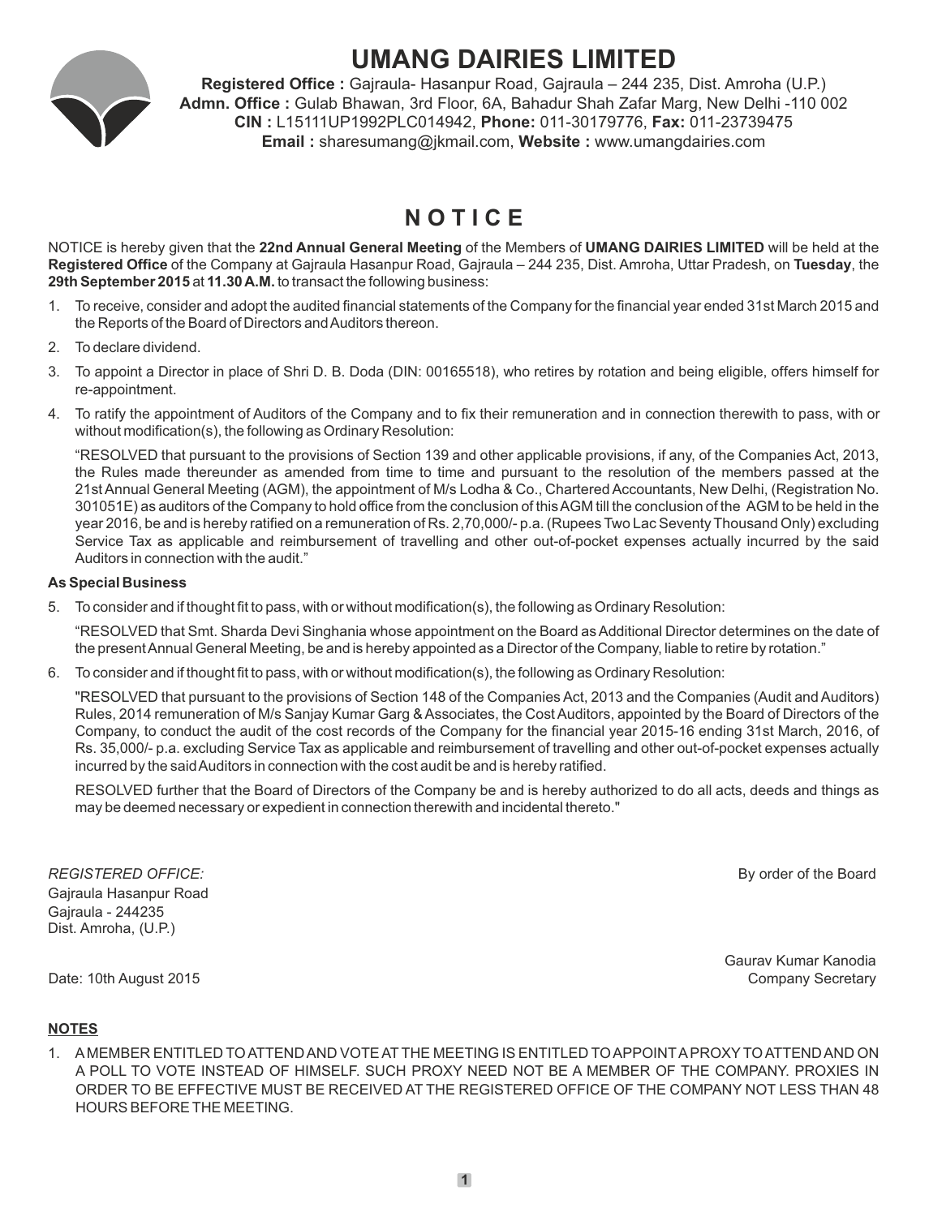# UMANG DAIRIES LIMITED

**Registered Office :** Gajraula- Hasanpur Road, Gajraula – 244 235, Dist. Amroha (U.P.)
**Admn. Office :** Gulab Bhawan, 3rd Floor, 6A, Bahadur Shah Zafar Marg, New Delhi -110 002
**CIN :** L15111UP1992PLC014942, **Phone:** 011-30179776, **Fax:** 011-23739475
**Email :** sharesumang@jkmail.com, **Website :** www.umangdairies.com

## N O T I C E

NOTICE is hereby given that the **22nd Annual General Meeting** of the Members of **UMANG DAIRIES LIMITED** will be held at the **Registered Office** of the Company at Gajraula Hasanpur Road, Gajraula – 244 235, Dist. Amroha, Uttar Pradesh, on **Tuesday**, the **29th September 2015** at **11.30 A.M.** to transact the following business:

1. To receive, consider and adopt the audited financial statements of the Company for the financial year ended 31st March 2015 and the Reports of the Board of Directors and Auditors thereon.
2. To declare dividend.
3. To appoint a Director in place of Shri D. B. Doda (DIN: 00165518), who retires by rotation and being eligible, offers himself for re-appointment.
4. To ratify the appointment of Auditors of the Company and to fix their remuneration and in connection therewith to pass, with or without modification(s), the following as Ordinary Resolution:

   "RESOLVED that pursuant to the provisions of Section 139 and other applicable provisions, if any, of the Companies Act, 2013, the Rules made thereunder as amended from time to time and pursuant to the resolution of the members passed at the 21st Annual General Meeting (AGM), the appointment of M/s Lodha & Co., Chartered Accountants, New Delhi, (Registration No. 301051E) as auditors of the Company to hold office from the conclusion of this AGM till the conclusion of the AGM to be held in the year 2016, be and is hereby ratified on a remuneration of Rs. 2,70,000/- p.a. (Rupees Two Lac Seventy Thousand Only) excluding Service Tax as applicable and reimbursement of travelling and other out-of-pocket expenses actually incurred by the said Auditors in connection with the audit."

**As Special Business**

5. To consider and if thought fit to pass, with or without modification(s), the following as Ordinary Resolution:

   "RESOLVED that Smt. Sharda Devi Singhania whose appointment on the Board as Additional Director determines on the date of the present Annual General Meeting, be and is hereby appointed as a Director of the Company, liable to retire by rotation."

6. To consider and if thought fit to pass, with or without modification(s), the following as Ordinary Resolution:

   "RESOLVED that pursuant to the provisions of Section 148 of the Companies Act, 2013 and the Companies (Audit and Auditors) Rules, 2014 remuneration of M/s Sanjay Kumar Garg & Associates, the Cost Auditors, appointed by the Board of Directors of the Company, to conduct the audit of the cost records of the Company for the financial year 2015-16 ending 31st March, 2016, of Rs. 35,000/- p.a. excluding Service Tax as applicable and reimbursement of travelling and other out-of-pocket expenses actually incurred by the said Auditors in connection with the cost audit be and is hereby ratified.

   RESOLVED further that the Board of Directors of the Company be and is hereby authorized to do all acts, deeds and things as may be deemed necessary or expedient in connection therewith and incidental thereto."

*REGISTERED OFFICE:*
Gajraula Hasanpur Road
Gajraula - 244235
Dist. Amroha, (U.P.)

By order of the Board

Gaurav Kumar Kanodia
Company Secretary

Date: 10th August 2015

**NOTES**

1. A MEMBER ENTITLED TO ATTEND AND VOTE AT THE MEETING IS ENTITLED TO APPOINT A PROXY TO ATTEND AND ON A POLL TO VOTE INSTEAD OF HIMSELF. SUCH PROXY NEED NOT BE A MEMBER OF THE COMPANY. PROXIES IN ORDER TO BE EFFECTIVE MUST BE RECEIVED AT THE REGISTERED OFFICE OF THE COMPANY NOT LESS THAN 48 HOURS BEFORE THE MEETING.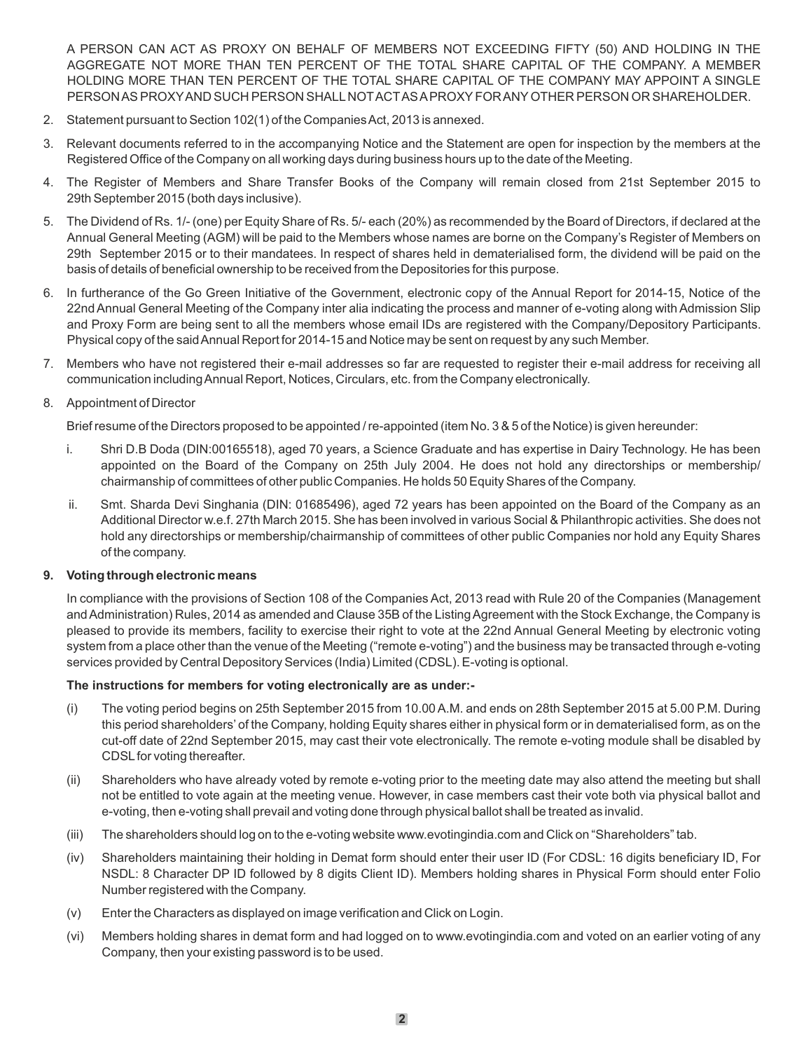A PERSON CAN ACT AS PROXY ON BEHALF OF MEMBERS NOT EXCEEDING FIFTY (50) AND HOLDING IN THE AGGREGATE NOT MORE THAN TEN PERCENT OF THE TOTAL SHARE CAPITAL OF THE COMPANY. A MEMBER HOLDING MORE THAN TEN PERCENT OF THE TOTAL SHARE CAPITAL OF THE COMPANY MAY APPOINT A SINGLE PERSON AS PROXY AND SUCH PERSON SHALL NOT ACT AS A PROXY FOR ANY OTHER PERSON OR SHAREHOLDER.

2. Statement pursuant to Section 102(1) of the Companies Act, 2013 is annexed.

3. Relevant documents referred to in the accompanying Notice and the Statement are open for inspection by the members at the Registered Office of the Company on all working days during business hours up to the date of the Meeting.

4. The Register of Members and Share Transfer Books of the Company will remain closed from 21st September 2015 to 29th September 2015 (both days inclusive).

5. The Dividend of Rs. 1/- (one) per Equity Share of Rs. 5/- each (20%) as recommended by the Board of Directors, if declared at the Annual General Meeting (AGM) will be paid to the Members whose names are borne on the Company's Register of Members on 29th September 2015 or to their mandatees. In respect of shares held in dematerialised form, the dividend will be paid on the basis of details of beneficial ownership to be received from the Depositories for this purpose.

6. In furtherance of the Go Green Initiative of the Government, electronic copy of the Annual Report for 2014-15, Notice of the 22nd Annual General Meeting of the Company inter alia indicating the process and manner of e-voting along with Admission Slip and Proxy Form are being sent to all the members whose email IDs are registered with the Company/Depository Participants. Physical copy of the said Annual Report for 2014-15 and Notice may be sent on request by any such Member.

7. Members who have not registered their e-mail addresses so far are requested to register their e-mail address for receiving all communication including Annual Report, Notices, Circulars, etc. from the Company electronically.

8. Appointment of Director

   Brief resume of the Directors proposed to be appointed / re-appointed (item No. 3 & 5 of the Notice) is given hereunder:

   i. Shri D.B Doda (DIN:00165518), aged 70 years, a Science Graduate and has expertise in Dairy Technology. He has been appointed on the Board of the Company on 25th July 2004. He does not hold any directorships or membership/ chairmanship of committees of other public Companies. He holds 50 Equity Shares of the Company.

   ii. Smt. Sharda Devi Singhania (DIN: 01685496), aged 72 years has been appointed on the Board of the Company as an Additional Director w.e.f. 27th March 2015. She has been involved in various Social & Philanthropic activities. She does not hold any directorships or membership/chairmanship of committees of other public Companies nor hold any Equity Shares of the company.

**9. Voting through electronic means**

In compliance with the provisions of Section 108 of the Companies Act, 2013 read with Rule 20 of the Companies (Management and Administration) Rules, 2014 as amended and Clause 35B of the Listing Agreement with the Stock Exchange, the Company is pleased to provide its members, facility to exercise their right to vote at the 22nd Annual General Meeting by electronic voting system from a place other than the venue of the Meeting ("remote e-voting") and the business may be transacted through e-voting services provided by Central Depository Services (India) Limited (CDSL). E-voting is optional.

**The instructions for members for voting electronically are as under:-**

(i) The voting period begins on 25th September 2015 from 10.00 A.M. and ends on 28th September 2015 at 5.00 P.M. During this period shareholders' of the Company, holding Equity shares either in physical form or in dematerialised form, as on the cut-off date of 22nd September 2015, may cast their vote electronically. The remote e-voting module shall be disabled by CDSL for voting thereafter.

(ii) Shareholders who have already voted by remote e-voting prior to the meeting date may also attend the meeting but shall not be entitled to vote again at the meeting venue. However, in case members cast their vote both via physical ballot and e-voting, then e-voting shall prevail and voting done through physical ballot shall be treated as invalid.

(iii) The shareholders should log on to the e-voting website www.evotingindia.com and Click on "Shareholders" tab.

(iv) Shareholders maintaining their holding in Demat form should enter their user ID (For CDSL: 16 digits beneficiary ID, For NSDL: 8 Character DP ID followed by 8 digits Client ID). Members holding shares in Physical Form should enter Folio Number registered with the Company.

(v) Enter the Characters as displayed on image verification and Click on Login.

(vi) Members holding shares in demat form and had logged on to www.evotingindia.com and voted on an earlier voting of any Company, then your existing password is to be used.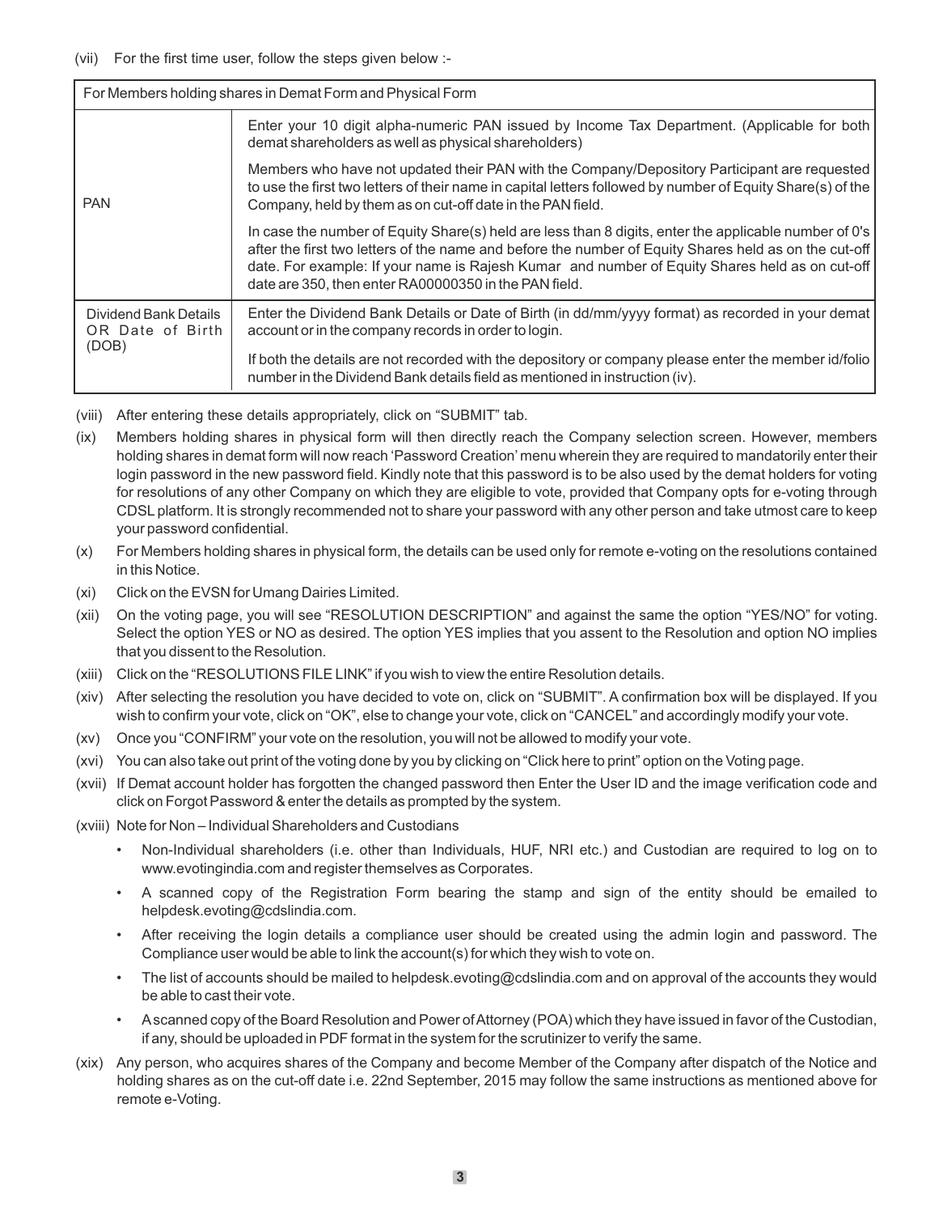(vii) For the first time user, follow the steps given below :-

| For Members holding shares in Demat Form and Physical Form | |
|---|---|
| PAN | Enter your 10 digit alpha-numeric PAN issued by Income Tax Department. (Applicable for both demat shareholders as well as physical shareholders)<br><br>Members who have not updated their PAN with the Company/Depository Participant are requested to use the first two letters of their name in capital letters followed by number of Equity Share(s) of the Company, held by them as on cut-off date in the PAN field.<br><br>In case the number of Equity Share(s) held are less than 8 digits, enter the applicable number of 0's after the first two letters of the name and before the number of Equity Shares held as on the cut-off date. For example: If your name is Rajesh Kumar and number of Equity Shares held as on cut-off date are 350, then enter RA00000350 in the PAN field. |
| Dividend Bank Details OR Date of Birth (DOB) | Enter the Dividend Bank Details or Date of Birth (in dd/mm/yyyy format) as recorded in your demat account or in the company records in order to login.<br><br>If both the details are not recorded with the depository or company please enter the member id/folio number in the Dividend Bank details field as mentioned in instruction (iv). |

(viii) After entering these details appropriately, click on "SUBMIT" tab.

(ix) Members holding shares in physical form will then directly reach the Company selection screen. However, members holding shares in demat form will now reach 'Password Creation' menu wherein they are required to mandatorily enter their login password in the new password field. Kindly note that this password is to be also used by the demat holders for voting for resolutions of any other Company on which they are eligible to vote, provided that Company opts for e-voting through CDSL platform. It is strongly recommended not to share your password with any other person and take utmost care to keep your password confidential.

(x) For Members holding shares in physical form, the details can be used only for remote e-voting on the resolutions contained in this Notice.

(xi) Click on the EVSN for Umang Dairies Limited.

(xii) On the voting page, you will see "RESOLUTION DESCRIPTION" and against the same the option "YES/NO" for voting. Select the option YES or NO as desired. The option YES implies that you assent to the Resolution and option NO implies that you dissent to the Resolution.

(xiii) Click on the "RESOLUTIONS FILE LINK" if you wish to view the entire Resolution details.

(xiv) After selecting the resolution you have decided to vote on, click on "SUBMIT". A confirmation box will be displayed. If you wish to confirm your vote, click on "OK", else to change your vote, click on "CANCEL" and accordingly modify your vote.

(xv) Once you "CONFIRM" your vote on the resolution, you will not be allowed to modify your vote.

(xvi) You can also take out print of the voting done by you by clicking on "Click here to print" option on the Voting page.

(xvii) If Demat account holder has forgotten the changed password then Enter the User ID and the image verification code and click on Forgot Password & enter the details as prompted by the system.

(xviii) Note for Non – Individual Shareholders and Custodians

- Non-Individual shareholders (i.e. other than Individuals, HUF, NRI etc.) and Custodian are required to log on to www.evotingindia.com and register themselves as Corporates.
- A scanned copy of the Registration Form bearing the stamp and sign of the entity should be emailed to helpdesk.evoting@cdslindia.com.
- After receiving the login details a compliance user should be created using the admin login and password. The Compliance user would be able to link the account(s) for which they wish to vote on.
- The list of accounts should be mailed to helpdesk.evoting@cdslindia.com and on approval of the accounts they would be able to cast their vote.
- A scanned copy of the Board Resolution and Power of Attorney (POA) which they have issued in favor of the Custodian, if any, should be uploaded in PDF format in the system for the scrutinizer to verify the same.

(xix) Any person, who acquires shares of the Company and become Member of the Company after dispatch of the Notice and holding shares as on the cut-off date i.e. 22nd September, 2015 may follow the same instructions as mentioned above for remote e-Voting.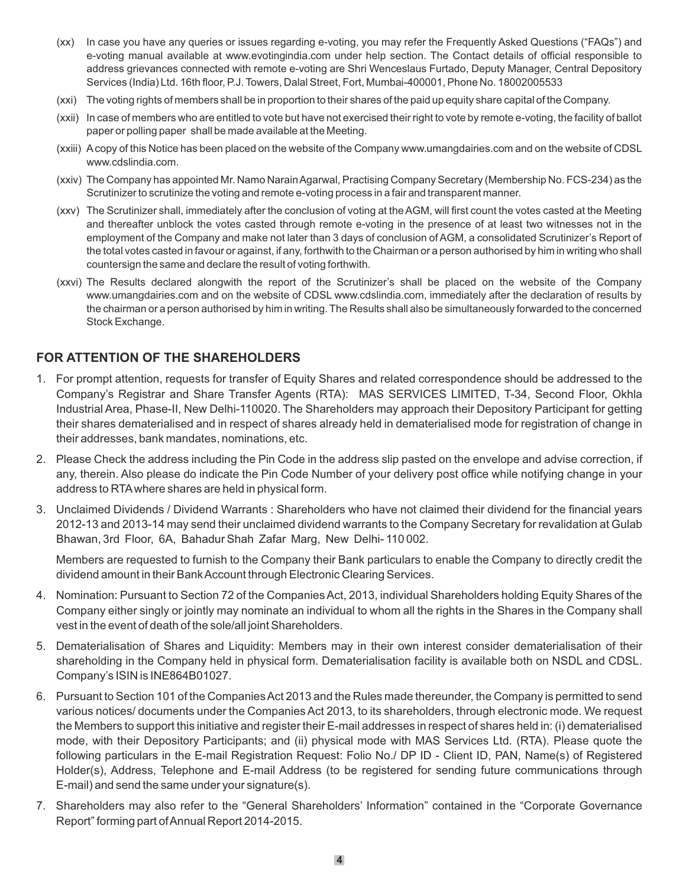(xx) In case you have any queries or issues regarding e-voting, you may refer the Frequently Asked Questions ("FAQs") and e-voting manual available at www.evotingindia.com under help section. The Contact details of official responsible to address grievances connected with remote e-voting are Shri Wenceslaus Furtado, Deputy Manager, Central Depository Services (India) Ltd. 16th floor, P.J. Towers, Dalal Street, Fort, Mumbai-400001, Phone No. 18002005533

(xxi) The voting rights of members shall be in proportion to their shares of the paid up equity share capital of the Company.

(xxii) In case of members who are entitled to vote but have not exercised their right to vote by remote e-voting, the facility of ballot paper or polling paper shall be made available at the Meeting.

(xxiii) A copy of this Notice has been placed on the website of the Company www.umangdairies.com and on the website of CDSL www.cdslindia.com.

(xxiv) The Company has appointed Mr. Namo Narain Agarwal, Practising Company Secretary (Membership No. FCS-234) as the Scrutinizer to scrutinize the voting and remote e-voting process in a fair and transparent manner.

(xxv) The Scrutinizer shall, immediately after the conclusion of voting at the AGM, will first count the votes casted at the Meeting and thereafter unblock the votes casted through remote e-voting in the presence of at least two witnesses not in the employment of the Company and make not later than 3 days of conclusion of AGM, a consolidated Scrutinizer's Report of the total votes casted in favour or against, if any, forthwith to the Chairman or a person authorised by him in writing who shall countersign the same and declare the result of voting forthwith.

(xxvi) The Results declared alongwith the report of the Scrutinizer's shall be placed on the website of the Company www.umangdairies.com and on the website of CDSL www.cdslindia.com, immediately after the declaration of results by the chairman or a person authorised by him in writing. The Results shall also be simultaneously forwarded to the concerned Stock Exchange.

## FOR ATTENTION OF THE SHAREHOLDERS

1. For prompt attention, requests for transfer of Equity Shares and related correspondence should be addressed to the Company's Registrar and Share Transfer Agents (RTA): MAS SERVICES LIMITED, T-34, Second Floor, Okhla Industrial Area, Phase-II, New Delhi-110020. The Shareholders may approach their Depository Participant for getting their shares dematerialised and in respect of shares already held in dematerialised mode for registration of change in their addresses, bank mandates, nominations, etc.

2. Please Check the address including the Pin Code in the address slip pasted on the envelope and advise correction, if any, therein. Also please do indicate the Pin Code Number of your delivery post office while notifying change in your address to RTA where shares are held in physical form.

3. Unclaimed Dividends / Dividend Warrants : Shareholders who have not claimed their dividend for the financial years 2012-13 and 2013-14 may send their unclaimed dividend warrants to the Company Secretary for revalidation at Gulab Bhawan, 3rd Floor, 6A, Bahadur Shah Zafar Marg, New Delhi- 110 002.

   Members are requested to furnish to the Company their Bank particulars to enable the Company to directly credit the dividend amount in their Bank Account through Electronic Clearing Services.

4. Nomination: Pursuant to Section 72 of the Companies Act, 2013, individual Shareholders holding Equity Shares of the Company either singly or jointly may nominate an individual to whom all the rights in the Shares in the Company shall vest in the event of death of the sole/all joint Shareholders.

5. Dematerialisation of Shares and Liquidity: Members may in their own interest consider dematerialisation of their shareholding in the Company held in physical form. Dematerialisation facility is available both on NSDL and CDSL. Company's ISIN is INE864B01027.

6. Pursuant to Section 101 of the Companies Act 2013 and the Rules made thereunder, the Company is permitted to send various notices/ documents under the Companies Act 2013, to its shareholders, through electronic mode. We request the Members to support this initiative and register their E-mail addresses in respect of shares held in: (i) dematerialised mode, with their Depository Participants; and (ii) physical mode with MAS Services Ltd. (RTA). Please quote the following particulars in the E-mail Registration Request: Folio No./ DP ID - Client ID, PAN, Name(s) of Registered Holder(s), Address, Telephone and E-mail Address (to be registered for sending future communications through E-mail) and send the same under your signature(s).

7. Shareholders may also refer to the "General Shareholders' Information" contained in the "Corporate Governance Report" forming part of Annual Report 2014-2015.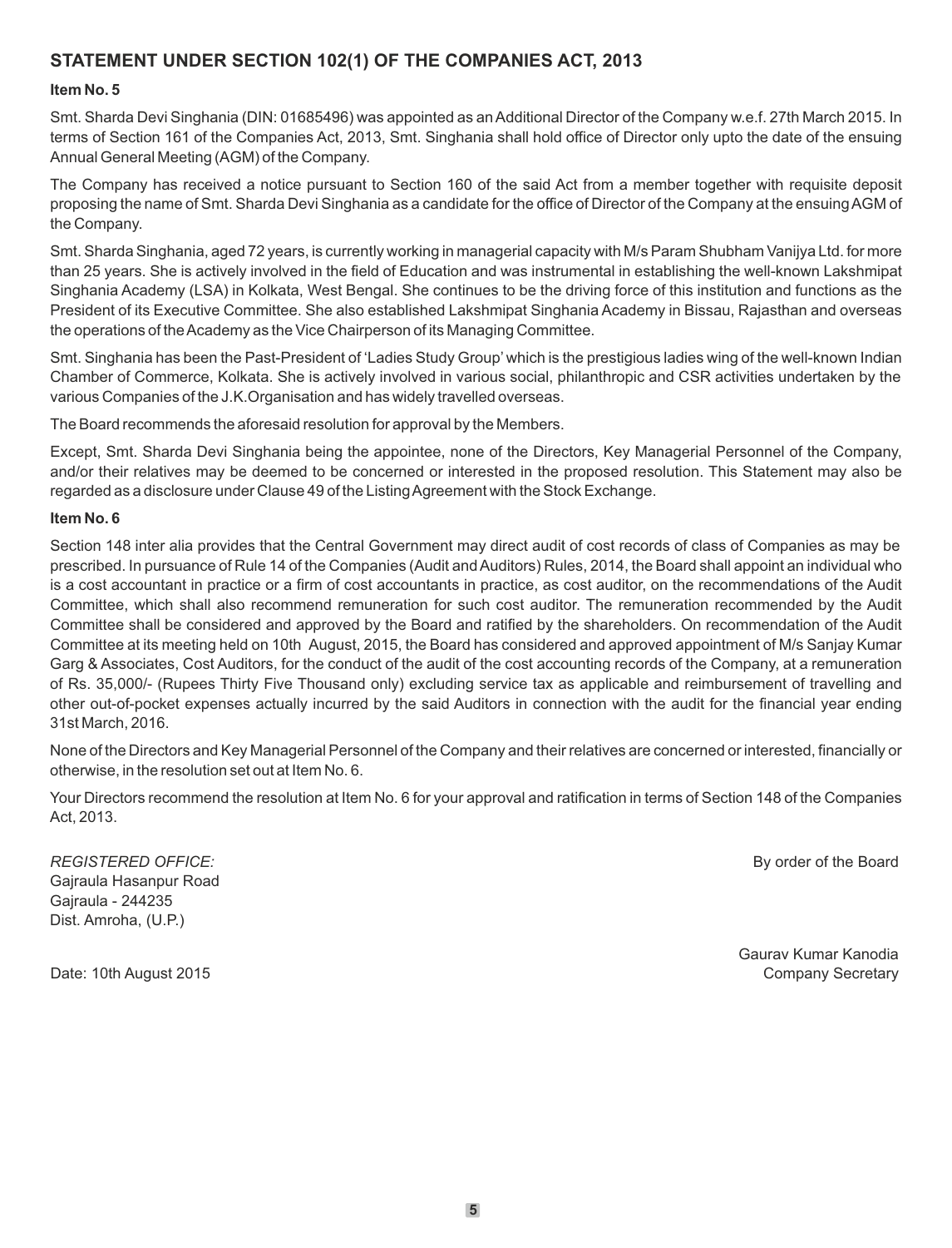## STATEMENT UNDER SECTION 102(1) OF THE COMPANIES ACT, 2013

**Item No. 5**

Smt. Sharda Devi Singhania (DIN: 01685496) was appointed as an Additional Director of the Company w.e.f. 27th March 2015. In terms of Section 161 of the Companies Act, 2013, Smt. Singhania shall hold office of Director only upto the date of the ensuing Annual General Meeting (AGM) of the Company.

The Company has received a notice pursuant to Section 160 of the said Act from a member together with requisite deposit proposing the name of Smt. Sharda Devi Singhania as a candidate for the office of Director of the Company at the ensuing AGM of the Company.

Smt. Sharda Singhania, aged 72 years, is currently working in managerial capacity with M/s Param Shubham Vanijya Ltd. for more than 25 years. She is actively involved in the field of Education and was instrumental in establishing the well-known Lakshmipat Singhania Academy (LSA) in Kolkata, West Bengal. She continues to be the driving force of this institution and functions as the President of its Executive Committee. She also established Lakshmipat Singhania Academy in Bissau, Rajasthan and overseas the operations of the Academy as the Vice Chairperson of its Managing Committee.

Smt. Singhania has been the Past-President of 'Ladies Study Group' which is the prestigious ladies wing of the well-known Indian Chamber of Commerce, Kolkata. She is actively involved in various social, philanthropic and CSR activities undertaken by the various Companies of the J.K.Organisation and has widely travelled overseas.

The Board recommends the aforesaid resolution for approval by the Members.

Except, Smt. Sharda Devi Singhania being the appointee, none of the Directors, Key Managerial Personnel of the Company, and/or their relatives may be deemed to be concerned or interested in the proposed resolution. This Statement may also be regarded as a disclosure under Clause 49 of the Listing Agreement with the Stock Exchange.

**Item No. 6**

Section 148 inter alia provides that the Central Government may direct audit of cost records of class of Companies as may be prescribed. In pursuance of Rule 14 of the Companies (Audit and Auditors) Rules, 2014, the Board shall appoint an individual who is a cost accountant in practice or a firm of cost accountants in practice, as cost auditor, on the recommendations of the Audit Committee, which shall also recommend remuneration for such cost auditor. The remuneration recommended by the Audit Committee shall be considered and approved by the Board and ratified by the shareholders. On recommendation of the Audit Committee at its meeting held on 10th August, 2015, the Board has considered and approved appointment of M/s Sanjay Kumar Garg & Associates, Cost Auditors, for the conduct of the audit of the cost accounting records of the Company, at a remuneration of Rs. 35,000/- (Rupees Thirty Five Thousand only) excluding service tax as applicable and reimbursement of travelling and other out-of-pocket expenses actually incurred by the said Auditors in connection with the audit for the financial year ending 31st March, 2016.

None of the Directors and Key Managerial Personnel of the Company and their relatives are concerned or interested, financially or otherwise, in the resolution set out at Item No. 6.

Your Directors recommend the resolution at Item No. 6 for your approval and ratification in terms of Section 148 of the Companies Act, 2013.

*REGISTERED OFFICE:*
Gajraula Hasanpur Road
Gajraula - 244235
Dist. Amroha, (U.P.)

By order of the Board

Gaurav Kumar Kanodia
Company Secretary

Date: 10th August 2015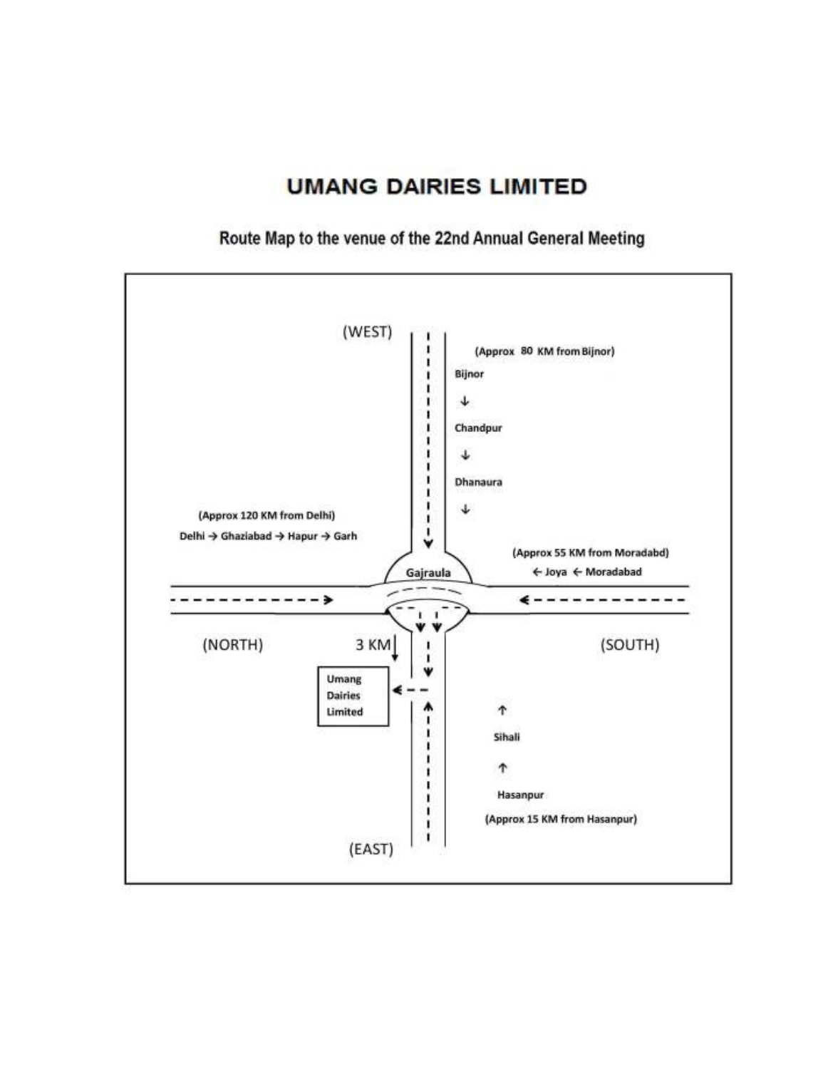# UMANG DAIRIES LIMITED

## Route Map to the venue of the 22nd Annual General Meeting

(WEST)

(Approx 80 KM from Bijnor)

Bijnor

↓

Chandpur

↓

Dhanaura

↓

(Approx 120 KM from Delhi)

Delhi → Ghaziabad → Hapur → Garh

(Approx 55 KM from Moradabd)

← Joya ← Moradabad

Gajraula

(NORTH)

3 KM

(SOUTH)

Umang Dairies Limited

↑

Sihali

↑

Hasanpur

(Approx 15 KM from Hasanpur)

(EAST)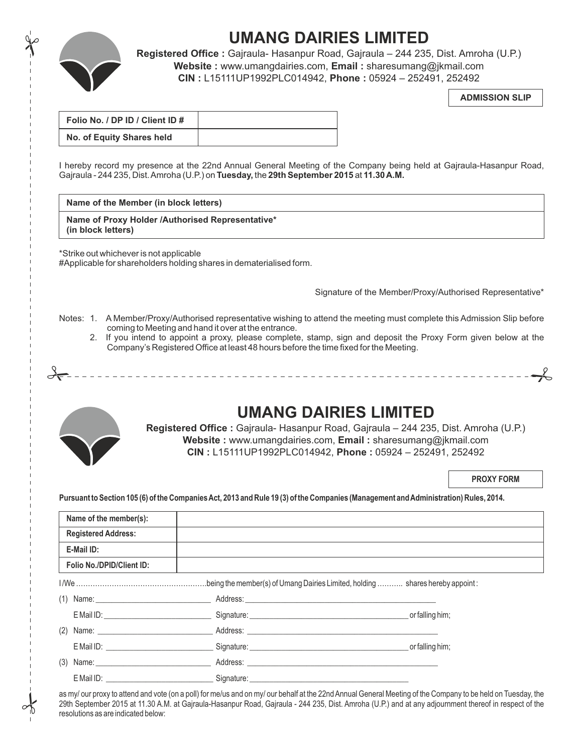# UMANG DAIRIES LIMITED

**Registered Office :** Gajraula- Hasanpur Road, Gajraula – 244 235, Dist. Amroha (U.P.)
**Website :** www.umangdairies.com, **Email :** sharesumang@jkmail.com
**CIN :** L15111UP1992PLC014942, **Phone :** 05924 – 252491, 252492

**ADMISSION SLIP**

| Folio No. / DP ID / Client ID # | |
|---|---|
| No. of Equity Shares held | |

I hereby record my presence at the 22nd Annual General Meeting of the Company being held at Gajraula-Hasanpur Road, Gajraula - 244 235, Dist. Amroha (U.P.) on **Tuesday,** the **29th September 2015** at **11.30 A.M.**

| Name of the Member (in block letters) |
|---|
| Name of Proxy Holder /Authorised Representative* (in block letters) |

*Strike out whichever is not applicable
#Applicable for shareholders holding shares in dematerialised form.

Signature of the Member/Proxy/Authorised Representative*

Notes: 1. A Member/Proxy/Authorised representative wishing to attend the meeting must complete this Admission Slip before coming to Meeting and hand it over at the entrance.
2. If you intend to appoint a proxy, please complete, stamp, sign and deposit the Proxy Form given below at the Company's Registered Office at least 48 hours before the time fixed for the Meeting.

---

# UMANG DAIRIES LIMITED

**Registered Office :** Gajraula- Hasanpur Road, Gajraula – 244 235, Dist. Amroha (U.P.)
**Website :** www.umangdairies.com, **Email :** sharesumang@jkmail.com
**CIN :** L15111UP1992PLC014942, **Phone :** 05924 – 252491, 252492

**PROXY FORM**

**Pursuant to Section 105 (6) of the Companies Act, 2013 and Rule 19 (3) of the Companies (Management and Administration) Rules, 2014.**

| Name of the member(s): | |
|---|---|
| Registered Address: | |
| E-Mail ID: | |
| Folio No./DPID/Client ID: | |

I /We ……………………………………………….being the member(s) of Umang Dairies Limited, holding ……….. shares hereby appoint :

(1) Name: ____________________ Address: ____________________
E Mail ID: ____________________ Signature: ____________________ or falling him;

(2) Name: ____________________ Address: ____________________
E Mail ID: ____________________ Signature: ____________________ or falling him;

(3) Name: ____________________ Address: ____________________
E Mail ID: ____________________ Signature: ____________________

as my/ our proxy to attend and vote (on a poll) for me/us and on my/ our behalf at the 22nd Annual General Meeting of the Company to be held on Tuesday, the 29th September 2015 at 11.30 A.M. at Gajraula-Hasanpur Road, Gajraula - 244 235, Dist. Amroha (U.P.) and at any adjournment thereof in respect of the resolutions as are indicated below: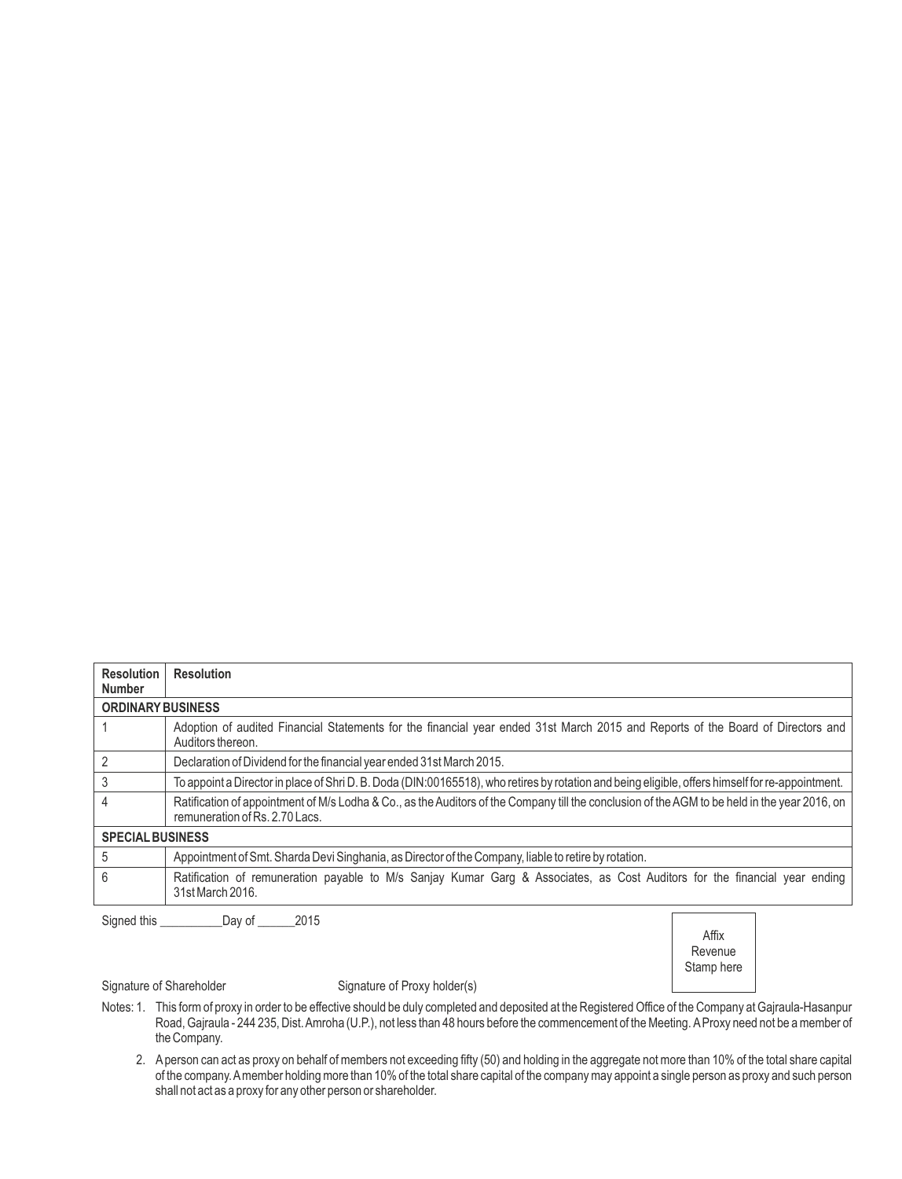| Resolution Number | Resolution |
|---|---|
| **ORDINARY BUSINESS** | |
| 1 | Adoption of audited Financial Statements for the financial year ended 31st March 2015 and Reports of the Board of Directors and Auditors thereon. |
| 2 | Declaration of Dividend for the financial year ended 31st March 2015. |
| 3 | To appoint a Director in place of Shri D. B. Doda (DIN:00165518), who retires by rotation and being eligible, offers himself for re-appointment. |
| 4 | Ratification of appointment of M/s Lodha & Co., as the Auditors of the Company till the conclusion of the AGM to be held in the year 2016, on remuneration of Rs. 2.70 Lacs. |
| **SPECIAL BUSINESS** | |
| 5 | Appointment of Smt. Sharda Devi Singhania, as Director of the Company, liable to retire by rotation. |
| 6 | Ratification of remuneration payable to M/s Sanjay Kumar Garg & Associates, as Cost Auditors for the financial year ending 31st March 2016. |

Signed this __________Day of ______2015

Affix Revenue Stamp here

Signature of Shareholder          Signature of Proxy holder(s)

Notes: 1. This form of proxy in order to be effective should be duly completed and deposited at the Registered Office of the Company at Gajraula-Hasanpur Road, Gajraula - 244 235, Dist. Amroha (U.P.), not less than 48 hours before the commencement of the Meeting. A Proxy need not be a member of the Company.

2. A person can act as proxy on behalf of members not exceeding fifty (50) and holding in the aggregate not more than 10% of the total share capital of the company. A member holding more than 10% of the total share capital of the company may appoint a single person as proxy and such person shall not act as a proxy for any other person or shareholder.